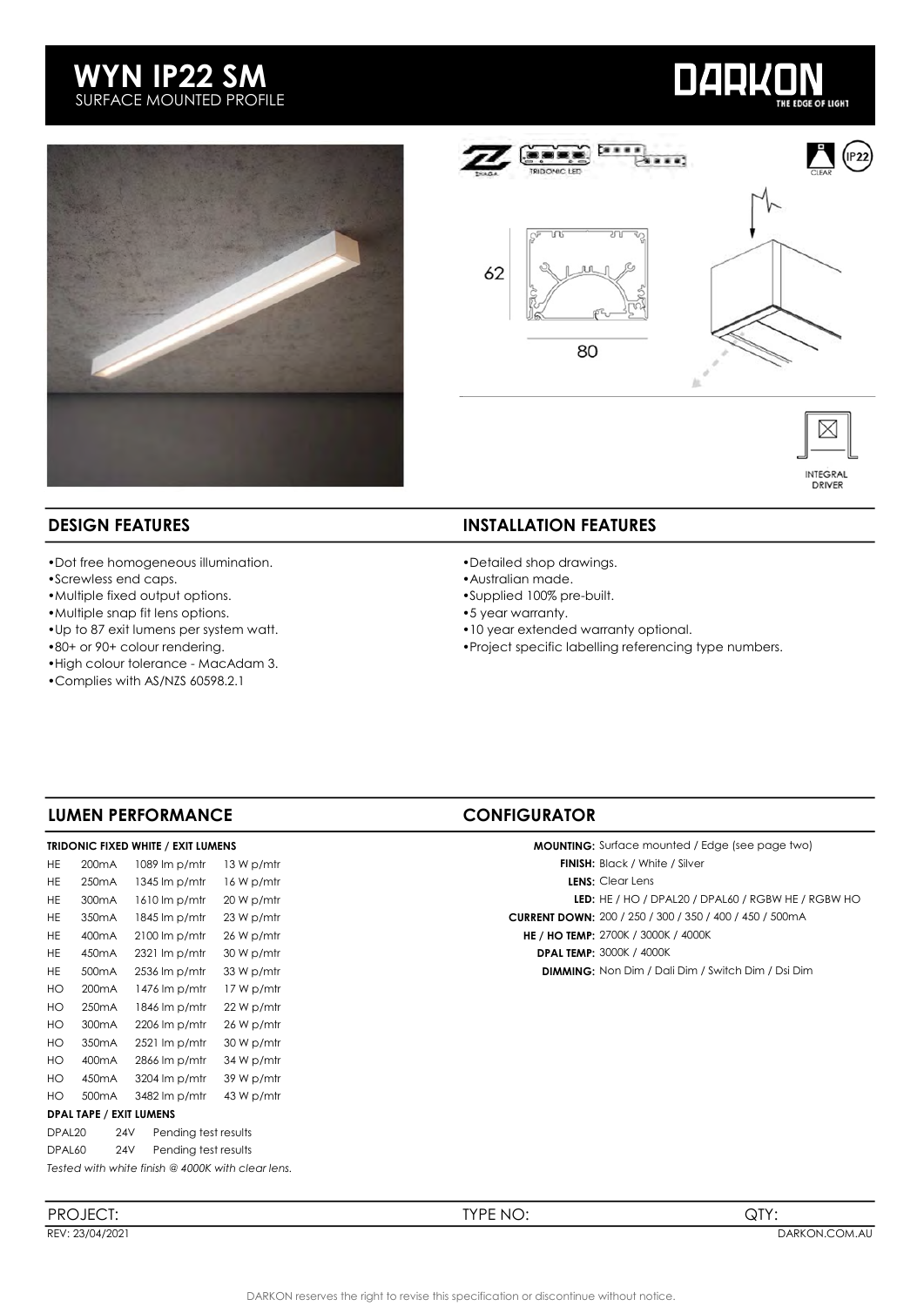# WYN IP22 SM

SURFACE MOUNTED PROFILE

DARKON THE EDGE OF LIGHT

62

80

INTEGRAL DRIVER

## DESIGN FEATURES

- Dot free homogeneous illumination.
- Screwless end caps.
- Multiple fixed output options.
- Multiple snap fit lens options.
- Up to 87 exit lumens per system watt.
- 80+ or 90+ colour rendering.
- High colour tolerance - MacAdam 3.
- Complies with AS/NZS 60598.2.1

## INSTALLATION FEATURES

- Detailed shop drawings.
- Australian made.
- Supplied 100% pre-built.
- 5 year warranty.
- 10 year extended warranty optional.
- Project specific labelling referencing type numbers.

## LUMEN PERFORMANCE

**TRIDONIC FIXED WHITE / EXIT LUMENS**

| | | | |
|---|---|---|---|
| HE | 200mA | 1089 lm p/mtr | 13 W p/mtr |
| HE | 250mA | 1345 lm p/mtr | 16 W p/mtr |
| HE | 300mA | 1610 lm p/mtr | 20 W p/mtr |
| HE | 350mA | 1845 lm p/mtr | 23 W p/mtr |
| HE | 400mA | 2100 lm p/mtr | 26 W p/mtr |
| HE | 450mA | 2321 lm p/mtr | 30 W p/mtr |
| HE | 500mA | 2536 lm p/mtr | 33 W p/mtr |
| HO | 200mA | 1476 lm p/mtr | 17 W p/mtr |
| HO | 250mA | 1846 lm p/mtr | 22 W p/mtr |
| HO | 300mA | 2206 lm p/mtr | 26 W p/mtr |
| HO | 350mA | 2521 lm p/mtr | 30 W p/mtr |
| HO | 400mA | 2866 lm p/mtr | 34 W p/mtr |
| HO | 450mA | 3204 lm p/mtr | 39 W p/mtr |
| HO | 500mA | 3482 lm p/mtr | 43 W p/mtr |

**DPAL TAPE / EXIT LUMENS**

| | | |
|---|---|---|
| DPAL20 | 24V | Pending test results |
| DPAL60 | 24V | Pending test results |

*Tested with white finish @ 4000K with clear lens.*

## CONFIGURATOR

**MOUNTING:** Surface mounted / Edge (see page two)
**FINISH:** Black / White / Silver
**LENS:** Clear Lens
**LED:** HE / HO / DPAL20 / DPAL60 / RGBW HE / RGBW HO
**CURRENT DOWN:** 200 / 250 / 300 / 350 / 400 / 450 / 500mA
**HE / HO TEMP:** 2700K / 3000K / 4000K
**DPAL TEMP:** 3000K / 4000K
**DIMMING:** Non Dim / Dali Dim / Switch Dim / Dsi Dim

PROJECT: TYPE NO: QTY:

REV: 23/04/2021 DARKON.COM.AU

DARKON reserves the right to revise this specification or discontinue without notice.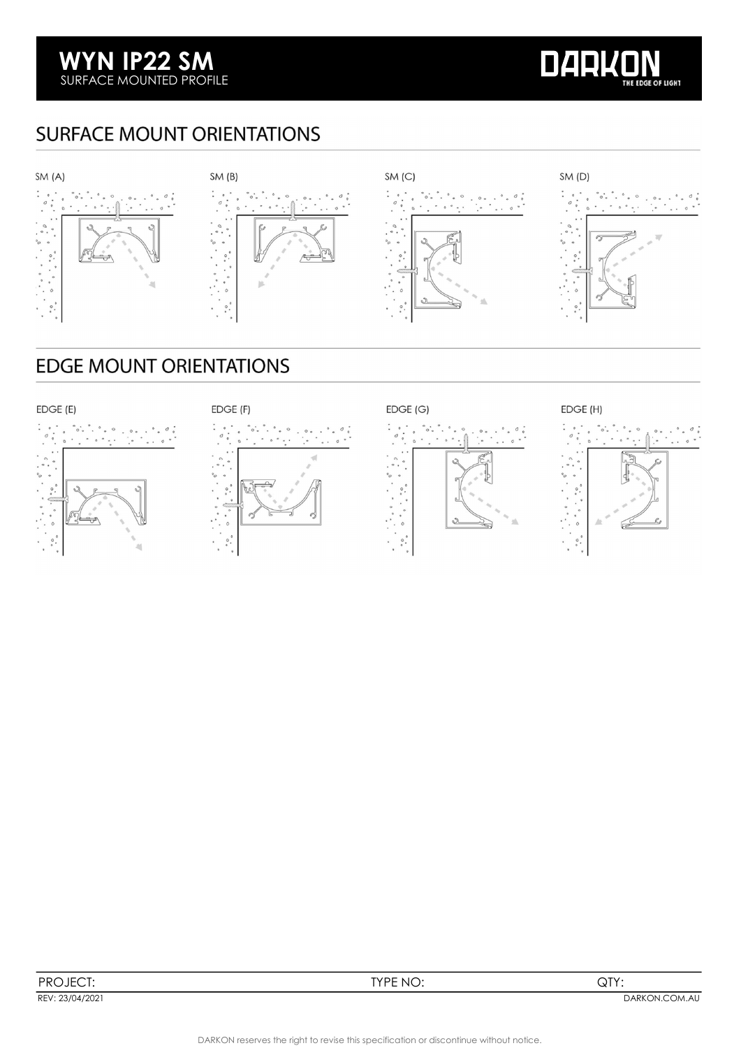# WYN IP22 SM
SURFACE MOUNTED PROFILE

DARKON
THE EDGE OF LIGHT

## SURFACE MOUNT ORIENTATIONS

SM (A)

SM (B)

SM (C)

SM (D)

## EDGE MOUNT ORIENTATIONS

EDGE (E)

EDGE (F)

EDGE (G)

EDGE (H)

PROJECT: TYPE NO: QTY:

REV: 23/04/2021

DARKON.COM.AU

DARKON reserves the right to revise this specification or discontinue without notice.